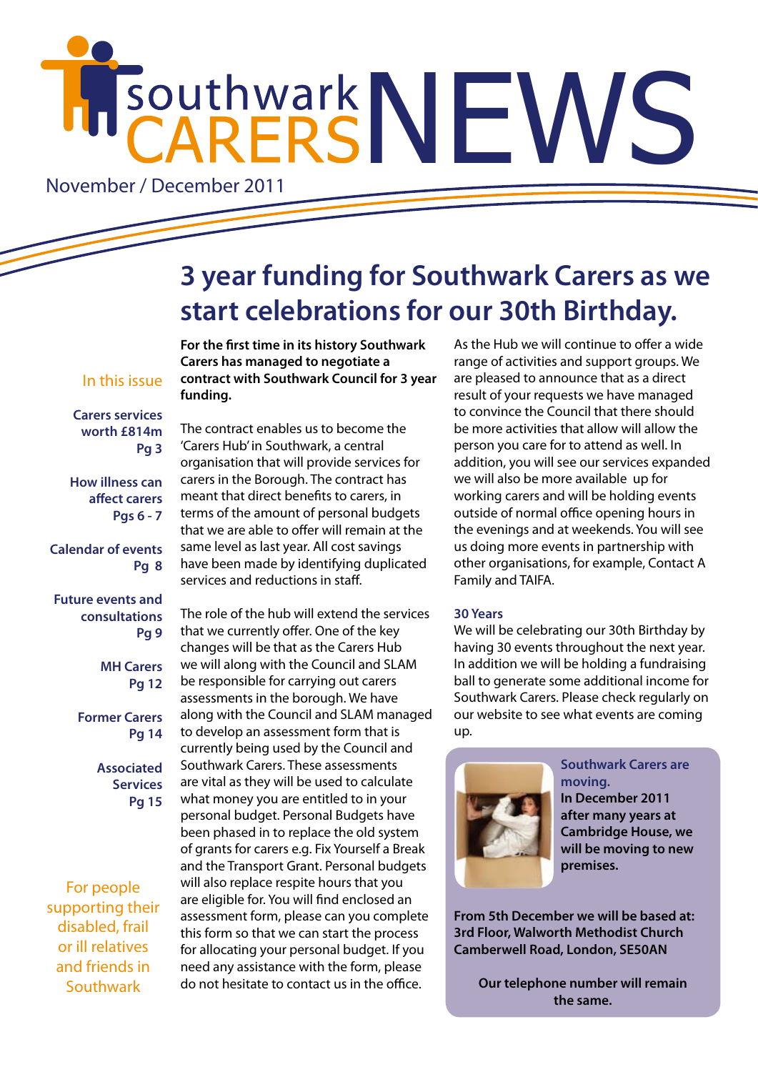# southwark CARERS NEWS

November / December 2011

## 3 year funding for Southwark Carers as we start celebrations for our 30th Birthday.

**In this issue**

- **Carers services worth £814m** Pg 3
- **How illness can affect carers** Pgs 6 - 7
- **Calendar of events** Pg 8
- **Future events and consultations** Pg 9
- **MH Carers** Pg 12
- **Former Carers** Pg 14
- **Associated Services** Pg 15

For people supporting their disabled, frail or ill relatives and friends in Southwark

**For the first time in its history Southwark Carers has managed to negotiate a contract with Southwark Council for 3 year funding.**

The contract enables us to become the 'Carers Hub' in Southwark, a central organisation that will provide services for carers in the Borough. The contract has meant that direct benefits to carers, in terms of the amount of personal budgets that we are able to offer will remain at the same level as last year. All cost savings have been made by identifying duplicated services and reductions in staff.

The role of the hub will extend the services that we currently offer. One of the key changes will be that as the Carers Hub we will along with the Council and SLAM be responsible for carrying out carers assessments in the borough. We have along with the Council and SLAM managed to develop an assessment form that is currently being used by the Council and Southwark Carers. These assessments are vital as they will be used to calculate what money you are entitled to in your personal budget. Personal Budgets have been phased in to replace the old system of grants for carers e.g. Fix Yourself a Break and the Transport Grant. Personal budgets will also replace respite hours that you are eligible for. You will find enclosed an assessment form, please can you complete this form so that we can start the process for allocating your personal budget. If you need any assistance with the form, please do not hesitate to contact us in the office.

As the Hub we will continue to offer a wide range of activities and support groups. We are pleased to announce that as a direct result of your requests we have managed to convince the Council that there should be more activities that allow will allow the person you care for to attend as well. In addition, you will see our services expanded we will also be more available up for working carers and will be holding events outside of normal office opening hours in the evenings and at weekends. You will see us doing more events in partnership with other organisations, for example, Contact A Family and TAIFA.

### 30 Years

We will be celebrating our 30th Birthday by having 30 events throughout the next year. In addition we will be holding a fundraising ball to generate some additional income for Southwark Carers. Please check regularly on our website to see what events are coming up.

**Southwark Carers are moving.**

**In December 2011 after many years at Cambridge House, we will be moving to new premises.**

**From 5th December we will be based at:**
**3rd Floor, Walworth Methodist Church**
**Camberwell Road, London, SE50AN**

**Our telephone number will remain the same.**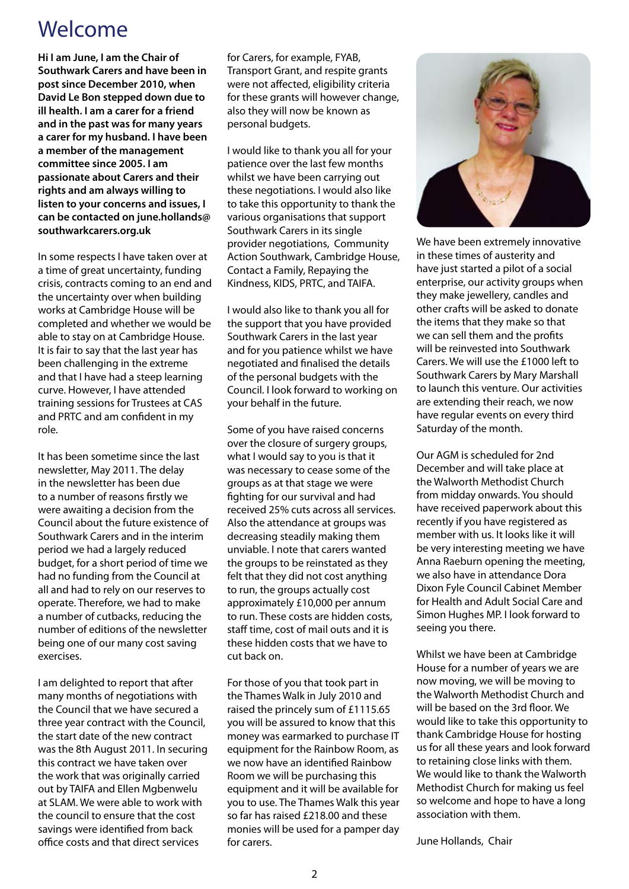# Welcome

**Hi I am June, I am the Chair of Southwark Carers and have been in post since December 2010, when David Le Bon stepped down due to ill health. I am a carer for a friend and in the past was for many years a carer for my husband. I have been a member of the management committee since 2005. I am passionate about Carers and their rights and am always willing to listen to your concerns and issues, I can be contacted on june.hollands@southwarkcarers.org.uk**

In some respects I have taken over at a time of great uncertainty, funding crisis, contracts coming to an end and the uncertainty over when building works at Cambridge House will be completed and whether we would be able to stay on at Cambridge House. It is fair to say that the last year has been challenging in the extreme and that I have had a steep learning curve. However, I have attended training sessions for Trustees at CAS and PRTC and am confident in my role.

It has been sometime since the last newsletter, May 2011. The delay in the newsletter has been due to a number of reasons firstly we were awaiting a decision from the Council about the future existence of Southwark Carers and in the interim period we had a largely reduced budget, for a short period of time we had no funding from the Council at all and had to rely on our reserves to operate. Therefore, we had to make a number of cutbacks, reducing the number of editions of the newsletter being one of our many cost saving exercises.

I am delighted to report that after many months of negotiations with the Council that we have secured a three year contract with the Council, the start date of the new contract was the 8th August 2011. In securing this contract we have taken over the work that was originally carried out by TAIFA and Ellen Mgbenwelu at SLAM. We were able to work with the council to ensure that the cost savings were identified from back office costs and that direct services for Carers, for example, FYAB, Transport Grant, and respite grants were not affected, eligibility criteria for these grants will however change, also they will now be known as personal budgets.

I would like to thank you all for your patience over the last few months whilst we have been carrying out these negotiations. I would also like to take this opportunity to thank the various organisations that support Southwark Carers in its single provider negotiations, Community Action Southwark, Cambridge House, Contact a Family, Repaying the Kindness, KIDS, PRTC, and TAIFA.

I would also like to thank you all for the support that you have provided Southwark Carers in the last year and for you patience whilst we have negotiated and finalised the details of the personal budgets with the Council. I look forward to working on your behalf in the future.

Some of you have raised concerns over the closure of surgery groups, what I would say to you is that it was necessary to cease some of the groups as at that stage we were fighting for our survival and had received 25% cuts across all services. Also the attendance at groups was decreasing steadily making them unviable. I note that carers wanted the groups to be reinstated as they felt that they did not cost anything to run, the groups actually cost approximately £10,000 per annum to run. These costs are hidden costs, staff time, cost of mail outs and it is these hidden costs that we have to cut back on.

For those of you that took part in the Thames Walk in July 2010 and raised the princely sum of £1115.65 you will be assured to know that this money was earmarked to purchase IT equipment for the Rainbow Room, as we now have an identified Rainbow Room we will be purchasing this equipment and it will be available for you to use. The Thames Walk this year so far has raised £218.00 and these monies will be used for a pamper day for carers.

We have been extremely innovative in these times of austerity and have just started a pilot of a social enterprise, our activity groups when they make jewellery, candles and other crafts will be asked to donate the items that they make so that we can sell them and the profits will be reinvested into Southwark Carers. We will use the £1000 left to Southwark Carers by Mary Marshall to launch this venture. Our activities are extending their reach, we now have regular events on every third Saturday of the month.

Our AGM is scheduled for 2nd December and will take place at the Walworth Methodist Church from midday onwards. You should have received paperwork about this recently if you have registered as member with us. It looks like it will be very interesting meeting we have Anna Raeburn opening the meeting, we also have in attendance Dora Dixon Fyle Council Cabinet Member for Health and Adult Social Care and Simon Hughes MP. I look forward to seeing you there.

Whilst we have been at Cambridge House for a number of years we are now moving, we will be moving to the Walworth Methodist Church and will be based on the 3rd floor. We would like to take this opportunity to thank Cambridge House for hosting us for all these years and look forward to retaining close links with them. We would like to thank the Walworth Methodist Church for making us feel so welcome and hope to have a long association with them.

June Hollands, Chair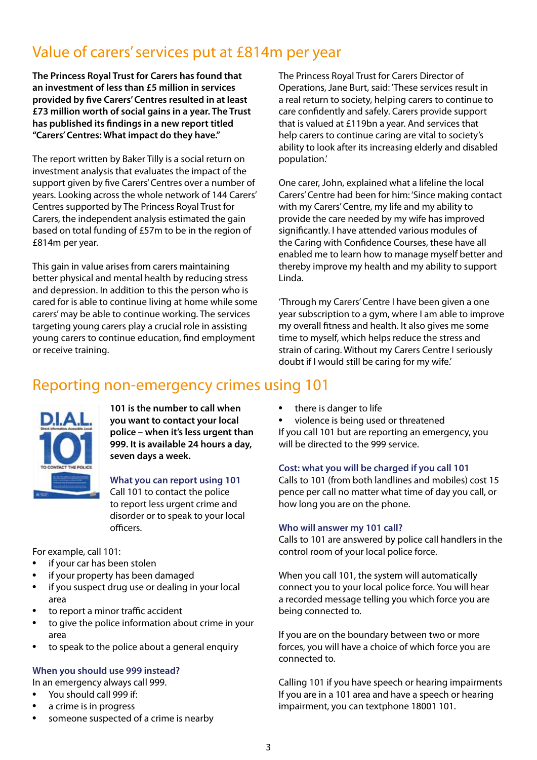## Value of carers' services put at £814m per year

**The Princess Royal Trust for Carers has found that an investment of less than £5 million in services provided by five Carers' Centres resulted in at least £73 million worth of social gains in a year. The Trust has published its findings in a new report titled "Carers' Centres: What impact do they have."**

The report written by Baker Tilly is a social return on investment analysis that evaluates the impact of the support given by five Carers' Centres over a number of years. Looking across the whole network of 144 Carers' Centres supported by The Princess Royal Trust for Carers, the independent analysis estimated the gain based on total funding of £57m to be in the region of £814m per year.

This gain in value arises from carers maintaining better physical and mental health by reducing stress and depression. In addition to this the person who is cared for is able to continue living at home while some carers' may be able to continue working. The services targeting young carers play a crucial role in assisting young carers to continue education, find employment or receive training.

The Princess Royal Trust for Carers Director of Operations, Jane Burt, said: 'These services result in a real return to society, helping carers to continue to care confidently and safely. Carers provide support that is valued at £119bn a year. And services that help carers to continue caring are vital to society's ability to look after its increasing elderly and disabled population.'

One carer, John, explained what a lifeline the local Carers' Centre had been for him: 'Since making contact with my Carers' Centre, my life and my ability to provide the care needed by my wife has improved significantly. I have attended various modules of the Caring with Confidence Courses, these have all enabled me to learn how to manage myself better and thereby improve my health and my ability to support Linda.

'Through my Carers' Centre I have been given a one year subscription to a gym, where I am able to improve my overall fitness and health. It also gives me some time to myself, which helps reduce the stress and strain of caring. Without my Carers Centre I seriously doubt if I would still be caring for my wife.'

## Reporting non-emergency crimes using 101

**101 is the number to call when you want to contact your local police – when it's less urgent than 999. It is available 24 hours a day, seven days a week.**

### What you can report using 101

Call 101 to contact the police to report less urgent crime and disorder or to speak to your local officers.

For example, call 101:

- if your car has been stolen
- if your property has been damaged
- if you suspect drug use or dealing in your local area
- to report a minor traffic accident
- to give the police information about crime in your area
- to speak to the police about a general enquiry

### When you should use 999 instead?

In an emergency always call 999.

- You should call 999 if:
- a crime is in progress
- someone suspected of a crime is nearby
- there is danger to life
- violence is being used or threatened

If you call 101 but are reporting an emergency, you will be directed to the 999 service.

### Cost: what you will be charged if you call 101

Calls to 101 (from both landlines and mobiles) cost 15 pence per call no matter what time of day you call, or how long you are on the phone.

### Who will answer my 101 call?

Calls to 101 are answered by police call handlers in the control room of your local police force.

When you call 101, the system will automatically connect you to your local police force. You will hear a recorded message telling you which force you are being connected to.

If you are on the boundary between two or more forces, you will have a choice of which force you are connected to.

Calling 101 if you have speech or hearing impairments

If you are in a 101 area and have a speech or hearing impairment, you can textphone 18001 101.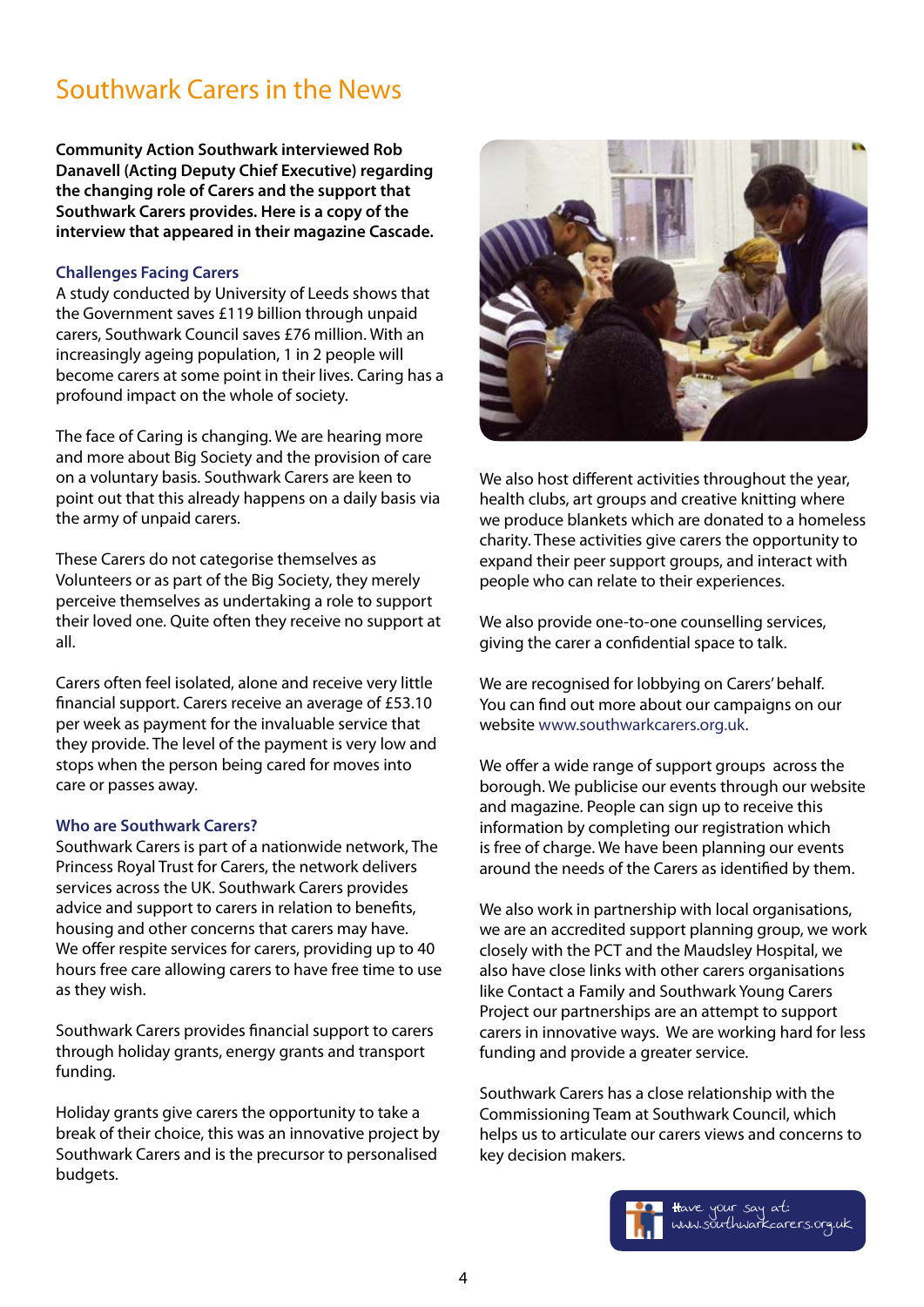# Southwark Carers in the News

**Community Action Southwark interviewed Rob Danavell (Acting Deputy Chief Executive) regarding the changing role of Carers and the support that Southwark Carers provides. Here is a copy of the interview that appeared in their magazine Cascade.**

### Challenges Facing Carers

A study conducted by University of Leeds shows that the Government saves £119 billion through unpaid carers, Southwark Council saves £76 million. With an increasingly ageing population, 1 in 2 people will become carers at some point in their lives. Caring has a profound impact on the whole of society.

The face of Caring is changing. We are hearing more and more about Big Society and the provision of care on a voluntary basis. Southwark Carers are keen to point out that this already happens on a daily basis via the army of unpaid carers.

These Carers do not categorise themselves as Volunteers or as part of the Big Society, they merely perceive themselves as undertaking a role to support their loved one. Quite often they receive no support at all.

Carers often feel isolated, alone and receive very little financial support. Carers receive an average of £53.10 per week as payment for the invaluable service that they provide. The level of the payment is very low and stops when the person being cared for moves into care or passes away.

### Who are Southwark Carers?

Southwark Carers is part of a nationwide network, The Princess Royal Trust for Carers, the network delivers services across the UK. Southwark Carers provides advice and support to carers in relation to benefits, housing and other concerns that carers may have. We offer respite services for carers, providing up to 40 hours free care allowing carers to have free time to use as they wish.

Southwark Carers provides financial support to carers through holiday grants, energy grants and transport funding.

Holiday grants give carers the opportunity to take a break of their choice, this was an innovative project by Southwark Carers and is the precursor to personalised budgets.

We also host different activities throughout the year, health clubs, art groups and creative knitting where we produce blankets which are donated to a homeless charity. These activities give carers the opportunity to expand their peer support groups, and interact with people who can relate to their experiences.

We also provide one-to-one counselling services, giving the carer a confidential space to talk.

We are recognised for lobbying on Carers' behalf. You can find out more about our campaigns on our website www.southwarkcarers.org.uk.

We offer a wide range of support groups across the borough. We publicise our events through our website and magazine. People can sign up to receive this information by completing our registration which is free of charge. We have been planning our events around the needs of the Carers as identified by them.

We also work in partnership with local organisations, we are an accredited support planning group, we work closely with the PCT and the Maudsley Hospital, we also have close links with other carers organisations like Contact a Family and Southwark Young Carers Project our partnerships are an attempt to support carers in innovative ways. We are working hard for less funding and provide a greater service.

Southwark Carers has a close relationship with the Commissioning Team at Southwark Council, which helps us to articulate our carers views and concerns to key decision makers.

Have your say at: www.southwarkcarers.org.uk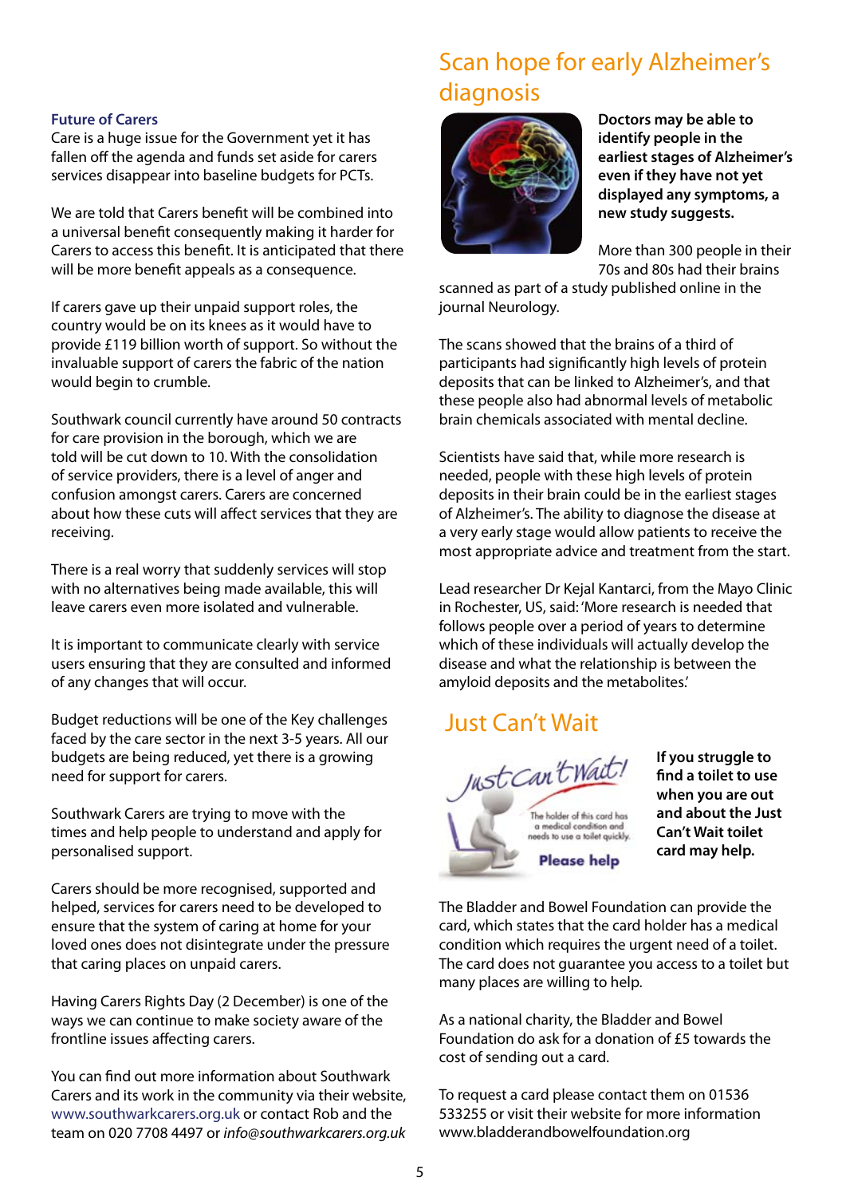### Future of Carers

Care is a huge issue for the Government yet it has fallen off the agenda and funds set aside for carers services disappear into baseline budgets for PCTs.

We are told that Carers benefit will be combined into a universal benefit consequently making it harder for Carers to access this benefit. It is anticipated that there will be more benefit appeals as a consequence.

If carers gave up their unpaid support roles, the country would be on its knees as it would have to provide £119 billion worth of support. So without the invaluable support of carers the fabric of the nation would begin to crumble.

Southwark council currently have around 50 contracts for care provision in the borough, which we are told will be cut down to 10. With the consolidation of service providers, there is a level of anger and confusion amongst carers. Carers are concerned about how these cuts will affect services that they are receiving.

There is a real worry that suddenly services will stop with no alternatives being made available, this will leave carers even more isolated and vulnerable.

It is important to communicate clearly with service users ensuring that they are consulted and informed of any changes that will occur.

Budget reductions will be one of the Key challenges faced by the care sector in the next 3-5 years. All our budgets are being reduced, yet there is a growing need for support for carers.

Southwark Carers are trying to move with the times and help people to understand and apply for personalised support.

Carers should be more recognised, supported and helped, services for carers need to be developed to ensure that the system of caring at home for your loved ones does not disintegrate under the pressure that caring places on unpaid carers.

Having Carers Rights Day (2 December) is one of the ways we can continue to make society aware of the frontline issues affecting carers.

You can find out more information about Southwark Carers and its work in the community via their website, www.southwarkcarers.org.uk or contact Rob and the team on 020 7708 4497 or *info@southwarkcarers.org.uk*

## Scan hope for early Alzheimer's diagnosis

**Doctors may be able to identify people in the earliest stages of Alzheimer's even if they have not yet displayed any symptoms, a new study suggests.**

More than 300 people in their 70s and 80s had their brains scanned as part of a study published online in the journal Neurology.

The scans showed that the brains of a third of participants had significantly high levels of protein deposits that can be linked to Alzheimer's, and that these people also had abnormal levels of metabolic brain chemicals associated with mental decline.

Scientists have said that, while more research is needed, people with these high levels of protein deposits in their brain could be in the earliest stages of Alzheimer's. The ability to diagnose the disease at a very early stage would allow patients to receive the most appropriate advice and treatment from the start.

Lead researcher Dr Kejal Kantarci, from the Mayo Clinic in Rochester, US, said: 'More research is needed that follows people over a period of years to determine which of these individuals will actually develop the disease and what the relationship is between the amyloid deposits and the metabolites.'

## Just Can't Wait

Just Can't Wait!

The holder of this card has a medical condition and needs to use a toilet quickly.

Please help

**If you struggle to find a toilet to use when you are out and about the Just Can't Wait toilet card may help.**

The Bladder and Bowel Foundation can provide the card, which states that the card holder has a medical condition which requires the urgent need of a toilet. The card does not guarantee you access to a toilet but many places are willing to help.

As a national charity, the Bladder and Bowel Foundation do ask for a donation of £5 towards the cost of sending out a card.

To request a card please contact them on 01536 533255 or visit their website for more information www.bladderandbowelfoundation.org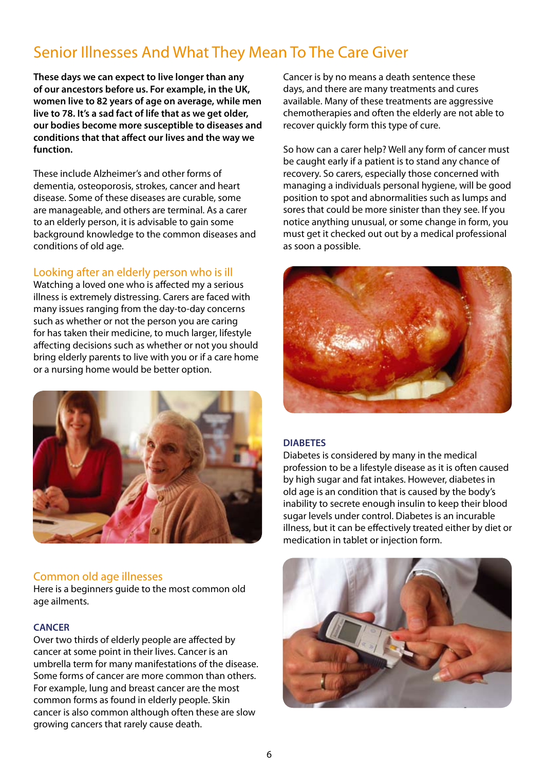# Senior Illnesses And What They Mean To The Care Giver

**These days we can expect to live longer than any of our ancestors before us. For example, in the UK, women live to 82 years of age on average, while men live to 78. It's a sad fact of life that as we get older, our bodies become more susceptible to diseases and conditions that that affect our lives and the way we function.**

These include Alzheimer's and other forms of dementia, osteoporosis, strokes, cancer and heart disease. Some of these diseases are curable, some are manageable, and others are terminal. As a carer to an elderly person, it is advisable to gain some background knowledge to the common diseases and conditions of old age.

## Looking after an elderly person who is ill

Watching a loved one who is affected my a serious illness is extremely distressing. Carers are faced with many issues ranging from the day-to-day concerns such as whether or not the person you are caring for has taken their medicine, to much larger, lifestyle affecting decisions such as whether or not you should bring elderly parents to live with you or if a care home or a nursing home would be better option.

## Common old age illnesses

Here is a beginners guide to the most common old age ailments.

### CANCER

Over two thirds of elderly people are affected by cancer at some point in their lives. Cancer is an umbrella term for many manifestations of the disease. Some forms of cancer are more common than others. For example, lung and breast cancer are the most common forms as found in elderly people. Skin cancer is also common although often these are slow growing cancers that rarely cause death.

Cancer is by no means a death sentence these days, and there are many treatments and cures available. Many of these treatments are aggressive chemotherapies and often the elderly are not able to recover quickly form this type of cure.

So how can a carer help? Well any form of cancer must be caught early if a patient is to stand any chance of recovery. So carers, especially those concerned with managing a individuals personal hygiene, will be good position to spot and abnormalities such as lumps and sores that could be more sinister than they see. If you notice anything unusual, or some change in form, you must get it checked out out by a medical professional as soon a possible.

### DIABETES

Diabetes is considered by many in the medical profession to be a lifestyle disease as it is often caused by high sugar and fat intakes. However, diabetes in old age is an condition that is caused by the body's inability to secrete enough insulin to keep their blood sugar levels under control. Diabetes is an incurable illness, but it can be effectively treated either by diet or medication in tablet or injection form.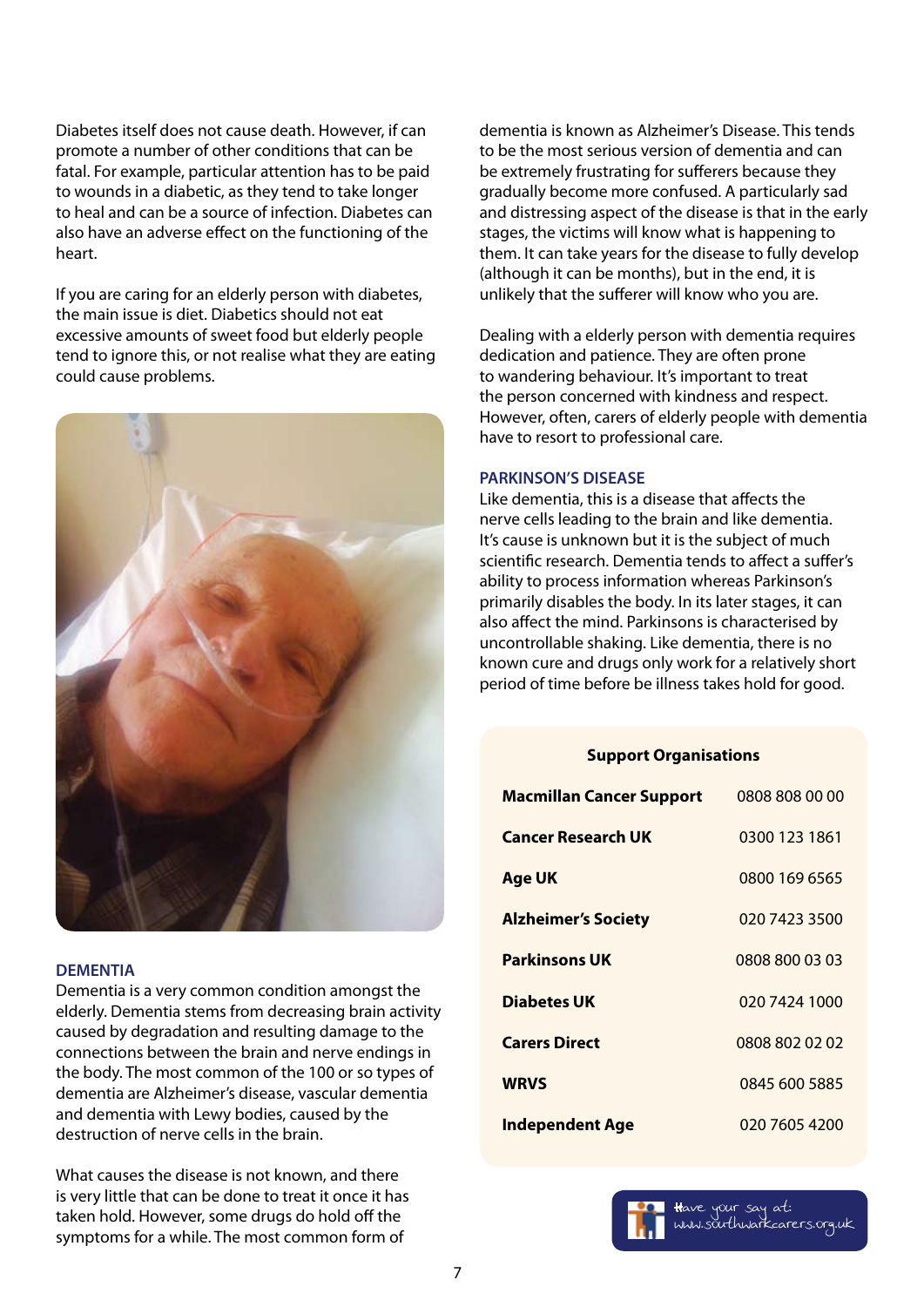Diabetes itself does not cause death. However, if can promote a number of other conditions that can be fatal. For example, particular attention has to be paid to wounds in a diabetic, as they tend to take longer to heal and can be a source of infection. Diabetes can also have an adverse effect on the functioning of the heart.

If you are caring for an elderly person with diabetes, the main issue is diet. Diabetics should not eat excessive amounts of sweet food but elderly people tend to ignore this, or not realise what they are eating could cause problems.

## DEMENTIA

Dementia is a very common condition amongst the elderly. Dementia stems from decreasing brain activity caused by degradation and resulting damage to the connections between the brain and nerve endings in the body. The most common of the 100 or so types of dementia are Alzheimer's disease, vascular dementia and dementia with Lewy bodies, caused by the destruction of nerve cells in the brain.

What causes the disease is not known, and there is very little that can be done to treat it once it has taken hold. However, some drugs do hold off the symptoms for a while. The most common form of dementia is known as Alzheimer's Disease. This tends to be the most serious version of dementia and can be extremely frustrating for sufferers because they gradually become more confused. A particularly sad and distressing aspect of the disease is that in the early stages, the victims will know what is happening to them. It can take years for the disease to fully develop (although it can be months), but in the end, it is unlikely that the sufferer will know who you are.

Dealing with a elderly person with dementia requires dedication and patience. They are often prone to wandering behaviour. It's important to treat the person concerned with kindness and respect. However, often, carers of elderly people with dementia have to resort to professional care.

## PARKINSON'S DISEASE

Like dementia, this is a disease that affects the nerve cells leading to the brain and like dementia. It's cause is unknown but it is the subject of much scientific research. Dementia tends to affect a suffer's ability to process information whereas Parkinson's primarily disables the body. In its later stages, it can also affect the mind. Parkinsons is characterised by uncontrollable shaking. Like dementia, there is no known cure and drugs only work for a relatively short period of time before be illness takes hold for good.

| Support Organisations | |
|---|---|
| **Macmillan Cancer Support** | 0808 808 00 00 |
| **Cancer Research UK** | 0300 123 1861 |
| **Age UK** | 0800 169 6565 |
| **Alzheimer's Society** | 020 7423 3500 |
| **Parkinsons UK** | 0808 800 03 03 |
| **Diabetes UK** | 020 7424 1000 |
| **Carers Direct** | 0808 802 02 02 |
| **WRVS** | 0845 600 5885 |
| **Independent Age** | 020 7605 4200 |

Have your say at: www.southwarkcarers.org.uk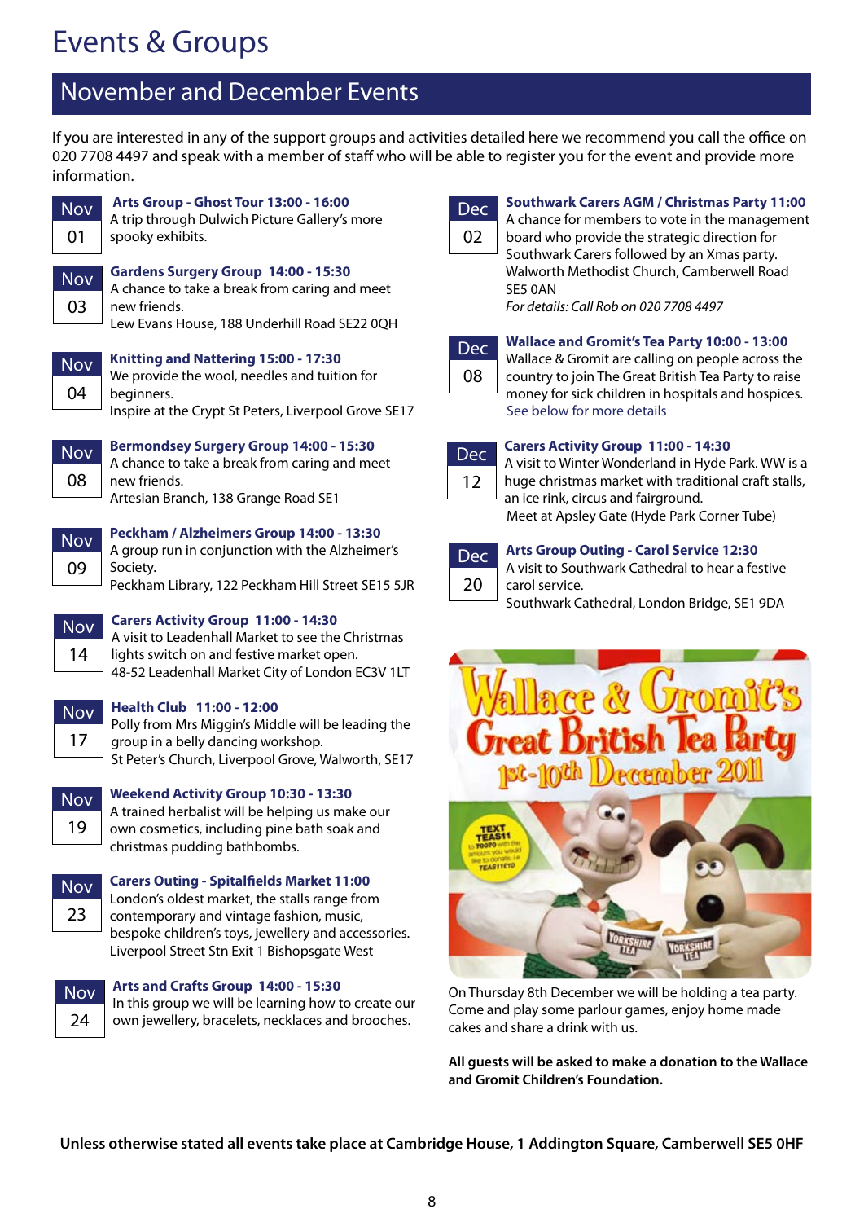# Events & Groups

## November and December Events

If you are interested in any of the support groups and activities detailed here we recommend you call the office on 020 7708 4497 and speak with a member of staff who will be able to register you for the event and provide more information.

**Nov 01** — **Arts Group - Ghost Tour 13:00 - 16:00**
A trip through Dulwich Picture Gallery's more spooky exhibits.

**Nov 03** — **Gardens Surgery Group 14:00 - 15:30**
A chance to take a break from caring and meet new friends.
Lew Evans House, 188 Underhill Road SE22 0QH

**Nov 04** — **Knitting and Nattering 15:00 - 17:30**
We provide the wool, needles and tuition for beginners.
Inspire at the Crypt St Peters, Liverpool Grove SE17

**Nov 08** — **Bermondsey Surgery Group 14:00 - 15:30**
A chance to take a break from caring and meet new friends.
Artesian Branch, 138 Grange Road SE1

**Nov 09** — **Peckham / Alzheimers Group 14:00 - 13:30**
A group run in conjunction with the Alzheimer's Society.
Peckham Library, 122 Peckham Hill Street SE15 5JR

**Nov 14** — **Carers Activity Group 11:00 - 14:30**
A visit to Leadenhall Market to see the Christmas lights switch on and festive market open.
48-52 Leadenhall Market City of London EC3V 1LT

**Nov 17** — **Health Club 11:00 - 12:00**
Polly from Mrs Miggin's Middle will be leading the group in a belly dancing workshop.
St Peter's Church, Liverpool Grove, Walworth, SE17

**Nov 19** — **Weekend Activity Group 10:30 - 13:30**
A trained herbalist will be helping us make our own cosmetics, including pine bath soak and christmas pudding bathbombs.

**Nov 23** — **Carers Outing - Spitalfields Market 11:00**
London's oldest market, the stalls range from contemporary and vintage fashion, music, bespoke children's toys, jewellery and accessories.
Liverpool Street Stn Exit 1 Bishopsgate West

**Nov 24** — **Arts and Crafts Group 14:00 - 15:30**
In this group we will be learning how to create our own jewellery, bracelets, necklaces and brooches.

**Dec 02** — **Southwark Carers AGM / Christmas Party 11:00**
A chance for members to vote in the management board who provide the strategic direction for Southwark Carers followed by an Xmas party.
Walworth Methodist Church, Camberwell Road SE5 0AN
*For details: Call Rob on 020 7708 4497*

**Dec 08** — **Wallace and Gromit's Tea Party 10:00 - 13:00**
Wallace & Gromit are calling on people across the country to join The Great British Tea Party to raise money for sick children in hospitals and hospices.
See below for more details

**Dec 12** — **Carers Activity Group 11:00 - 14:30**
A visit to Winter Wonderland in Hyde Park. WW is a huge christmas market with traditional craft stalls, an ice rink, circus and fairground.
Meet at Apsley Gate (Hyde Park Corner Tube)

**Dec 20** — **Arts Group Outing - Carol Service 12:30**
A visit to Southwark Cathedral to hear a festive carol service.
Southwark Cathedral, London Bridge, SE1 9DA

Wallace & Gromit's Great British Tea Party 1st-10th December 2011

On Thursday 8th December we will be holding a tea party. Come and play some parlour games, enjoy home made cakes and share a drink with us.

**All guests will be asked to make a donation to the Wallace and Gromit Children's Foundation.**

**Unless otherwise stated all events take place at Cambridge House, 1 Addington Square, Camberwell SE5 0HF**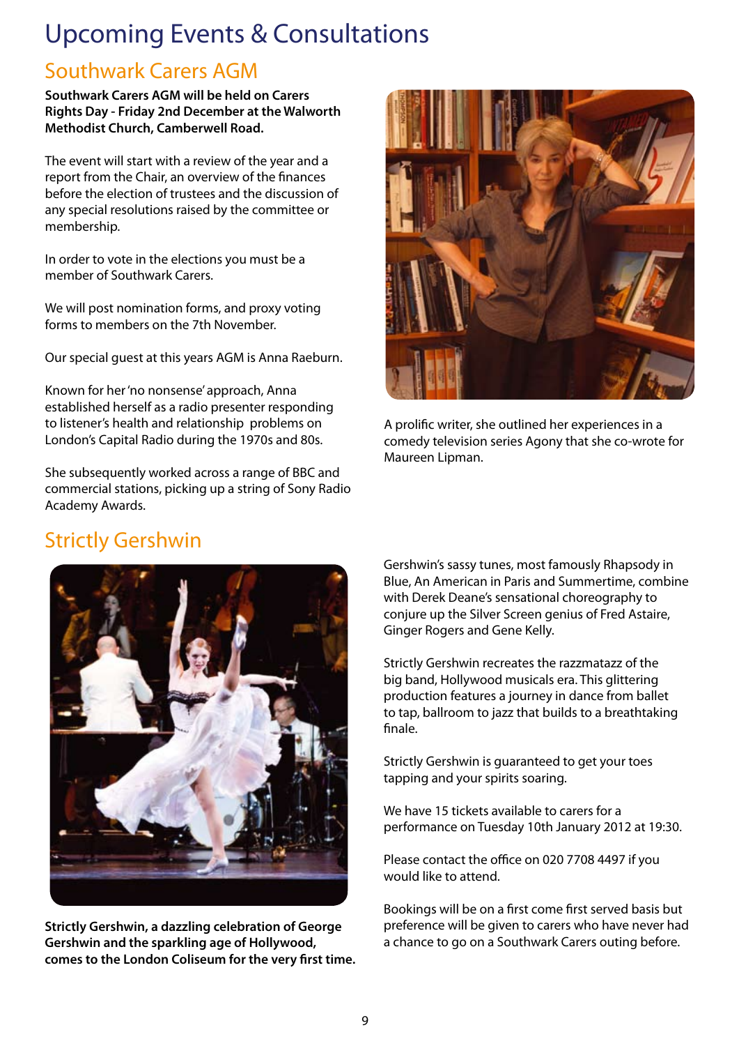# Upcoming Events & Consultations

## Southwark Carers AGM

**Southwark Carers AGM will be held on Carers Rights Day - Friday 2nd December at the Walworth Methodist Church, Camberwell Road.**

The event will start with a review of the year and a report from the Chair, an overview of the finances before the election of trustees and the discussion of any special resolutions raised by the committee or membership.

In order to vote in the elections you must be a member of Southwark Carers.

We will post nomination forms, and proxy voting forms to members on the 7th November.

Our special guest at this years AGM is Anna Raeburn.

Known for her 'no nonsense' approach, Anna established herself as a radio presenter responding to listener's health and relationship problems on London's Capital Radio during the 1970s and 80s.

She subsequently worked across a range of BBC and commercial stations, picking up a string of Sony Radio Academy Awards.

A prolific writer, she outlined her experiences in a comedy television series Agony that she co-wrote for Maureen Lipman.

## Strictly Gershwin

**Strictly Gershwin, a dazzling celebration of George Gershwin and the sparkling age of Hollywood, comes to the London Coliseum for the very first time.**

Gershwin's sassy tunes, most famously Rhapsody in Blue, An American in Paris and Summertime, combine with Derek Deane's sensational choreography to conjure up the Silver Screen genius of Fred Astaire, Ginger Rogers and Gene Kelly.

Strictly Gershwin recreates the razzmatazz of the big band, Hollywood musicals era. This glittering production features a journey in dance from ballet to tap, ballroom to jazz that builds to a breathtaking finale.

Strictly Gershwin is guaranteed to get your toes tapping and your spirits soaring.

We have 15 tickets available to carers for a performance on Tuesday 10th January 2012 at 19:30.

Please contact the office on 020 7708 4497 if you would like to attend.

Bookings will be on a first come first served basis but preference will be given to carers who have never had a chance to go on a Southwark Carers outing before.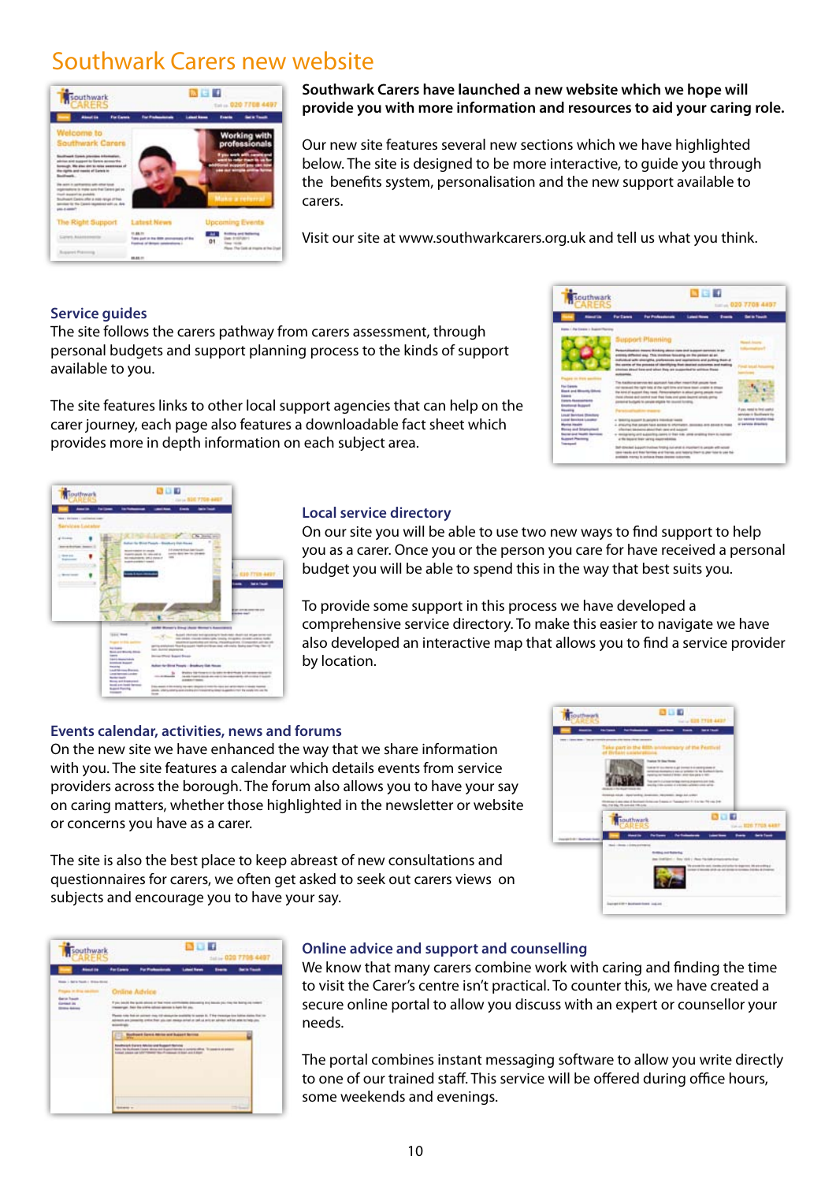# Southwark Carers new website

**Southwark Carers have launched a new website which we hope will provide you with more information and resources to aid your caring role.**

Our new site features several new sections which we have highlighted below. The site is designed to be more interactive, to guide you through the benefits system, personalisation and the new support available to carers.

Visit our site at www.southwarkcarers.org.uk and tell us what you think.

## Service guides

The site follows the carers pathway from carers assessment, through personal budgets and support planning process to the kinds of support available to you.

The site features links to other local support agencies that can help on the carer journey, each page also features a downloadable fact sheet which provides more in depth information on each subject area.

## Local service directory

On our site you will be able to use two new ways to find support to help you as a carer. Once you or the person you care for have received a personal budget you will be able to spend this in the way that best suits you.

To provide some support in this process we have developed a comprehensive service directory. To make this easier to navigate we have also developed an interactive map that allows you to find a service provider by location.

## Events calendar, activities, news and forums

On the new site we have enhanced the way that we share information with you. The site features a calendar which details events from service providers across the borough. The forum also allows you to have your say on caring matters, whether those highlighted in the newsletter or website or concerns you have as a carer.

The site is also the best place to keep abreast of new consultations and questionnaires for carers, we often get asked to seek out carers views on subjects and encourage you to have your say.

## Online advice and support and counselling

We know that many carers combine work with caring and finding the time to visit the Carer's centre isn't practical. To counter this, we have created a secure online portal to allow you discuss with an expert or counsellor your needs.

The portal combines instant messaging software to allow you write directly to one of our trained staff. This service will be offered during office hours, some weekends and evenings.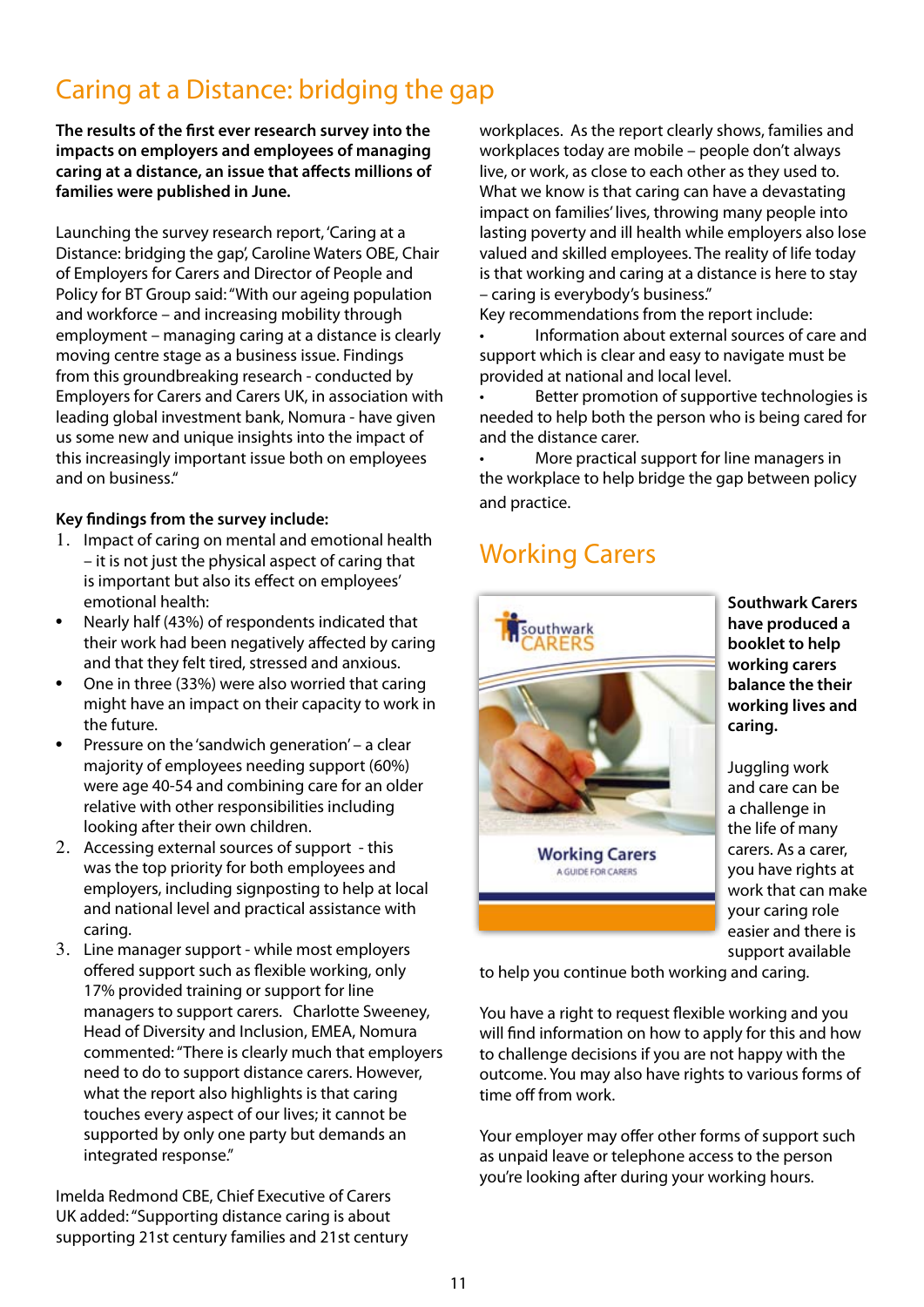## Caring at a Distance: bridging the gap

**The results of the first ever research survey into the impacts on employers and employees of managing caring at a distance, an issue that affects millions of families were published in June.**

Launching the survey research report, 'Caring at a Distance: bridging the gap', Caroline Waters OBE, Chair of Employers for Carers and Director of People and Policy for BT Group said: "With our ageing population and workforce – and increasing mobility through employment – managing caring at a distance is clearly moving centre stage as a business issue. Findings from this groundbreaking research - conducted by Employers for Carers and Carers UK, in association with leading global investment bank, Nomura - have given us some new and unique insights into the impact of this increasingly important issue both on employees and on business."

**Key findings from the survey include:**

1. Impact of caring on mental and emotional health – it is not just the physical aspect of caring that is important but also its effect on employees' emotional health:
   - Nearly half (43%) of respondents indicated that their work had been negatively affected by caring and that they felt tired, stressed and anxious.
   - One in three (33%) were also worried that caring might have an impact on their capacity to work in the future.
   - Pressure on the 'sandwich generation' – a clear majority of employees needing support (60%) were age 40-54 and combining care for an older relative with other responsibilities including looking after their own children.
2. Accessing external sources of support - this was the top priority for both employees and employers, including signposting to help at local and national level and practical assistance with caring.
3. Line manager support - while most employers offered support such as flexible working, only 17% provided training or support for line managers to support carers. Charlotte Sweeney, Head of Diversity and Inclusion, EMEA, Nomura commented: "There is clearly much that employers need to do to support distance carers. However, what the report also highlights is that caring touches every aspect of our lives; it cannot be supported by only one party but demands an integrated response."

Imelda Redmond CBE, Chief Executive of Carers UK added: "Supporting distance caring is about supporting 21st century families and 21st century workplaces. As the report clearly shows, families and workplaces today are mobile – people don't always live, or work, as close to each other as they used to. What we know is that caring can have a devastating impact on families' lives, throwing many people into lasting poverty and ill health while employers also lose valued and skilled employees. The reality of life today is that working and caring at a distance is here to stay – caring is everybody's business."

Key recommendations from the report include:

- Information about external sources of care and support which is clear and easy to navigate must be provided at national and local level.
- Better promotion of supportive technologies is needed to help both the person who is being cared for and the distance carer.
- More practical support for line managers in the workplace to help bridge the gap between policy and practice.

## Working Carers

**Southwark Carers have produced a booklet to help working carers balance the their working lives and caring.**

Juggling work and care can be a challenge in the life of many carers. As a carer, you have rights at work that can make your caring role easier and there is support available to help you continue both working and caring.

You have a right to request flexible working and you will find information on how to apply for this and how to challenge decisions if you are not happy with the outcome. You may also have rights to various forms of time off from work.

Your employer may offer other forms of support such as unpaid leave or telephone access to the person you're looking after during your working hours.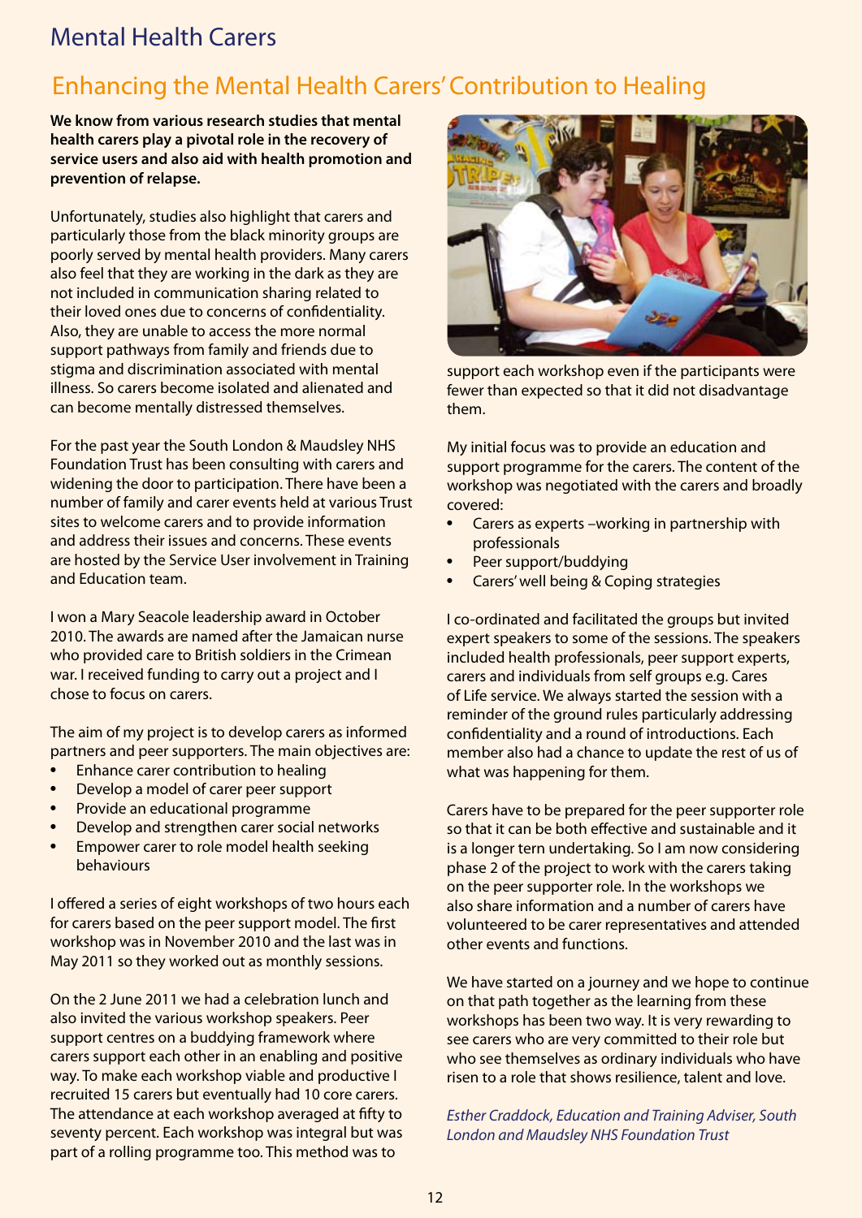# Mental Health Carers

## Enhancing the Mental Health Carers' Contribution to Healing

**We know from various research studies that mental health carers play a pivotal role in the recovery of service users and also aid with health promotion and prevention of relapse.**

Unfortunately, studies also highlight that carers and particularly those from the black minority groups are poorly served by mental health providers. Many carers also feel that they are working in the dark as they are not included in communication sharing related to their loved ones due to concerns of confidentiality. Also, they are unable to access the more normal support pathways from family and friends due to stigma and discrimination associated with mental illness. So carers become isolated and alienated and can become mentally distressed themselves.

For the past year the South London & Maudsley NHS Foundation Trust has been consulting with carers and widening the door to participation. There have been a number of family and carer events held at various Trust sites to welcome carers and to provide information and address their issues and concerns. These events are hosted by the Service User involvement in Training and Education team.

I won a Mary Seacole leadership award in October 2010. The awards are named after the Jamaican nurse who provided care to British soldiers in the Crimean war. I received funding to carry out a project and I chose to focus on carers.

The aim of my project is to develop carers as informed partners and peer supporters. The main objectives are:

- Enhance carer contribution to healing
- Develop a model of carer peer support
- Provide an educational programme
- Develop and strengthen carer social networks
- Empower carer to role model health seeking behaviours

I offered a series of eight workshops of two hours each for carers based on the peer support model. The first workshop was in November 2010 and the last was in May 2011 so they worked out as monthly sessions.

On the 2 June 2011 we had a celebration lunch and also invited the various workshop speakers. Peer support centres on a buddying framework where carers support each other in an enabling and positive way. To make each workshop viable and productive I recruited 15 carers but eventually had 10 core carers. The attendance at each workshop averaged at fifty to seventy percent. Each workshop was integral but was part of a rolling programme too. This method was to support each workshop even if the participants were fewer than expected so that it did not disadvantage them.

My initial focus was to provide an education and support programme for the carers. The content of the workshop was negotiated with the carers and broadly covered:

- Carers as experts –working in partnership with professionals
- Peer support/buddying
- Carers' well being & Coping strategies

I co-ordinated and facilitated the groups but invited expert speakers to some of the sessions. The speakers included health professionals, peer support experts, carers and individuals from self groups e.g. Cares of Life service. We always started the session with a reminder of the ground rules particularly addressing confidentiality and a round of introductions. Each member also had a chance to update the rest of us of what was happening for them.

Carers have to be prepared for the peer supporter role so that it can be both effective and sustainable and it is a longer tern undertaking. So I am now considering phase 2 of the project to work with the carers taking on the peer supporter role. In the workshops we also share information and a number of carers have volunteered to be carer representatives and attended other events and functions.

We have started on a journey and we hope to continue on that path together as the learning from these workshops has been two way. It is very rewarding to see carers who are very committed to their role but who see themselves as ordinary individuals who have risen to a role that shows resilience, talent and love.

*Esther Craddock, Education and Training Adviser, South London and Maudsley NHS Foundation Trust*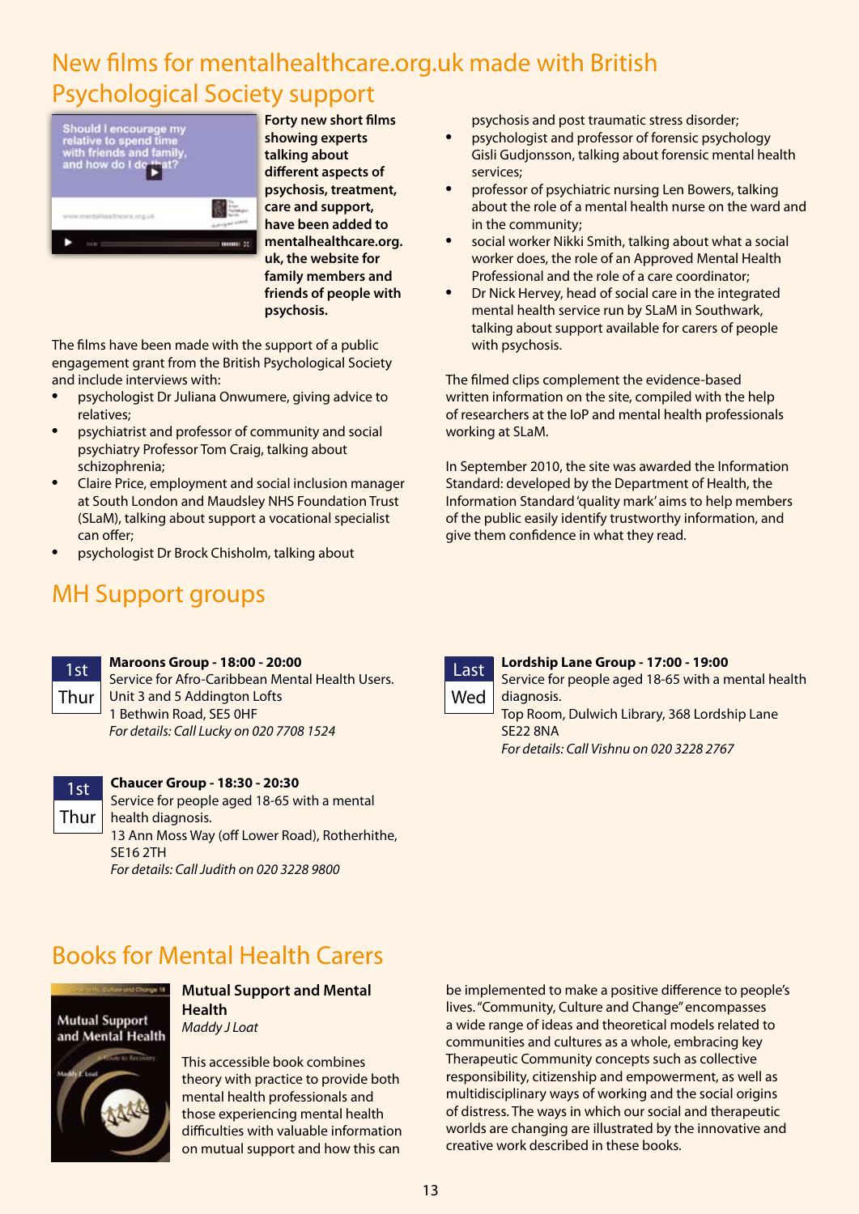# New films for mentalhealthcare.org.uk made with British Psychological Society support

**Forty new short films showing experts talking about different aspects of psychosis, treatment, care and support, have been added to mentalhealthcare.org.uk, the website for family members and friends of people with psychosis.**

The films have been made with the support of a public engagement grant from the British Psychological Society and include interviews with:

- psychologist Dr Juliana Onwumere, giving advice to relatives;
- psychiatrist and professor of community and social psychiatry Professor Tom Craig, talking about schizophrenia;
- Claire Price, employment and social inclusion manager at South London and Maudsley NHS Foundation Trust (SLaM), talking about support a vocational specialist can offer;
- psychologist Dr Brock Chisholm, talking about psychosis and post traumatic stress disorder;
- psychologist and professor of forensic psychology Gisli Gudjonsson, talking about forensic mental health services;
- professor of psychiatric nursing Len Bowers, talking about the role of a mental health nurse on the ward and in the community;
- social worker Nikki Smith, talking about what a social worker does, the role of an Approved Mental Health Professional and the role of a care coordinator;
- Dr Nick Hervey, head of social care in the integrated mental health service run by SLaM in Southwark, talking about support available for carers of people with psychosis.

The filmed clips complement the evidence-based written information on the site, compiled with the help of researchers at the IoP and mental health professionals working at SLaM.

In September 2010, the site was awarded the Information Standard: developed by the Department of Health, the Information Standard 'quality mark' aims to help members of the public easily identify trustworthy information, and give them confidence in what they read.

# MH Support groups

**1st Thur**

**Maroons Group - 18:00 - 20:00**
Service for Afro-Caribbean Mental Health Users.
Unit 3 and 5 Addington Lofts
1 Bethwin Road, SE5 0HF
*For details: Call Lucky on 020 7708 1524*

**1st Thur**

**Chaucer Group - 18:30 - 20:30**
Service for people aged 18-65 with a mental health diagnosis.
13 Ann Moss Way (off Lower Road), Rotherhithe, SE16 2TH
*For details: Call Judith on 020 3228 9800*

**Last Wed**

**Lordship Lane Group - 17:00 - 19:00**
Service for people aged 18-65 with a mental health diagnosis.
Top Room, Dulwich Library, 368 Lordship Lane SE22 8NA
*For details: Call Vishnu on 020 3228 2767*

# Books for Mental Health Carers

**Mutual Support and Mental Health**
*Maddy J Loat*

This accessible book combines theory with practice to provide both mental health professionals and those experiencing mental health difficulties with valuable information on mutual support and how this can be implemented to make a positive difference to people's lives. "Community, Culture and Change" encompasses a wide range of ideas and theoretical models related to communities and cultures as a whole, embracing key Therapeutic Community concepts such as collective responsibility, citizenship and empowerment, as well as multidisciplinary ways of working and the social origins of distress. The ways in which our social and therapeutic worlds are changing are illustrated by the innovative and creative work described in these books.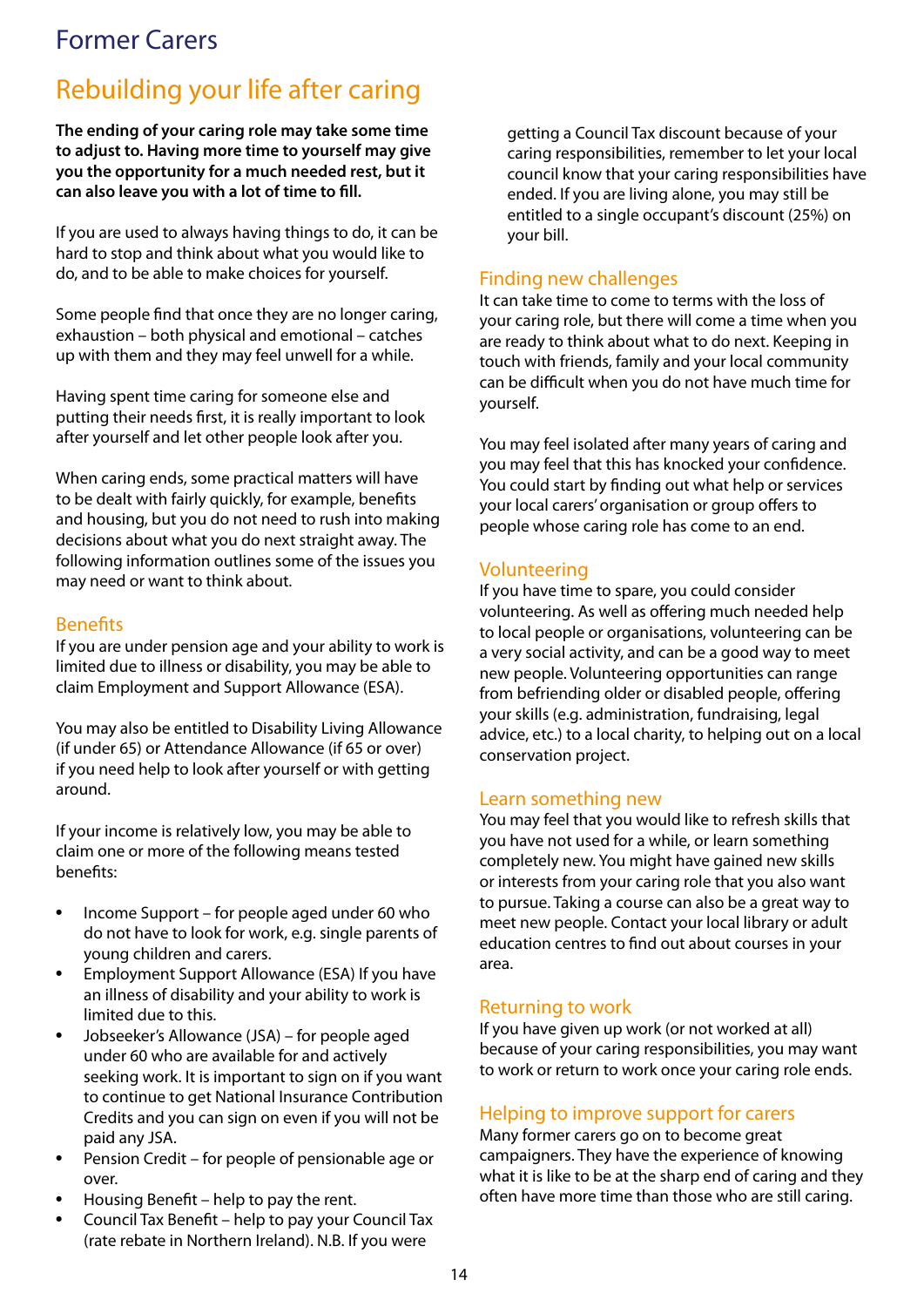# Former Carers

## Rebuilding your life after caring

**The ending of your caring role may take some time to adjust to. Having more time to yourself may give you the opportunity for a much needed rest, but it can also leave you with a lot of time to fill.**

If you are used to always having things to do, it can be hard to stop and think about what you would like to do, and to be able to make choices for yourself.

Some people find that once they are no longer caring, exhaustion – both physical and emotional – catches up with them and they may feel unwell for a while.

Having spent time caring for someone else and putting their needs first, it is really important to look after yourself and let other people look after you.

When caring ends, some practical matters will have to be dealt with fairly quickly, for example, benefits and housing, but you do not need to rush into making decisions about what you do next straight away. The following information outlines some of the issues you may need or want to think about.

### Benefits

If you are under pension age and your ability to work is limited due to illness or disability, you may be able to claim Employment and Support Allowance (ESA).

You may also be entitled to Disability Living Allowance (if under 65) or Attendance Allowance (if 65 or over) if you need help to look after yourself or with getting around.

If your income is relatively low, you may be able to claim one or more of the following means tested benefits:

- Income Support – for people aged under 60 who do not have to look for work, e.g. single parents of young children and carers.
- Employment Support Allowance (ESA) If you have an illness of disability and your ability to work is limited due to this.
- Jobseeker's Allowance (JSA) – for people aged under 60 who are available for and actively seeking work. It is important to sign on if you want to continue to get National Insurance Contribution Credits and you can sign on even if you will not be paid any JSA.
- Pension Credit – for people of pensionable age or over.
- Housing Benefit – help to pay the rent.
- Council Tax Benefit – help to pay your Council Tax (rate rebate in Northern Ireland). N.B. If you were getting a Council Tax discount because of your caring responsibilities, remember to let your local council know that your caring responsibilities have ended. If you are living alone, you may still be entitled to a single occupant's discount (25%) on your bill.

### Finding new challenges

It can take time to come to terms with the loss of your caring role, but there will come a time when you are ready to think about what to do next. Keeping in touch with friends, family and your local community can be difficult when you do not have much time for yourself.

You may feel isolated after many years of caring and you may feel that this has knocked your confidence. You could start by finding out what help or services your local carers' organisation or group offers to people whose caring role has come to an end.

### Volunteering

If you have time to spare, you could consider volunteering. As well as offering much needed help to local people or organisations, volunteering can be a very social activity, and can be a good way to meet new people. Volunteering opportunities can range from befriending older or disabled people, offering your skills (e.g. administration, fundraising, legal advice, etc.) to a local charity, to helping out on a local conservation project.

### Learn something new

You may feel that you would like to refresh skills that you have not used for a while, or learn something completely new. You might have gained new skills or interests from your caring role that you also want to pursue. Taking a course can also be a great way to meet new people. Contact your local library or adult education centres to find out about courses in your area.

### Returning to work

If you have given up work (or not worked at all) because of your caring responsibilities, you may want to work or return to work once your caring role ends.

### Helping to improve support for carers

Many former carers go on to become great campaigners. They have the experience of knowing what it is like to be at the sharp end of caring and they often have more time than those who are still caring.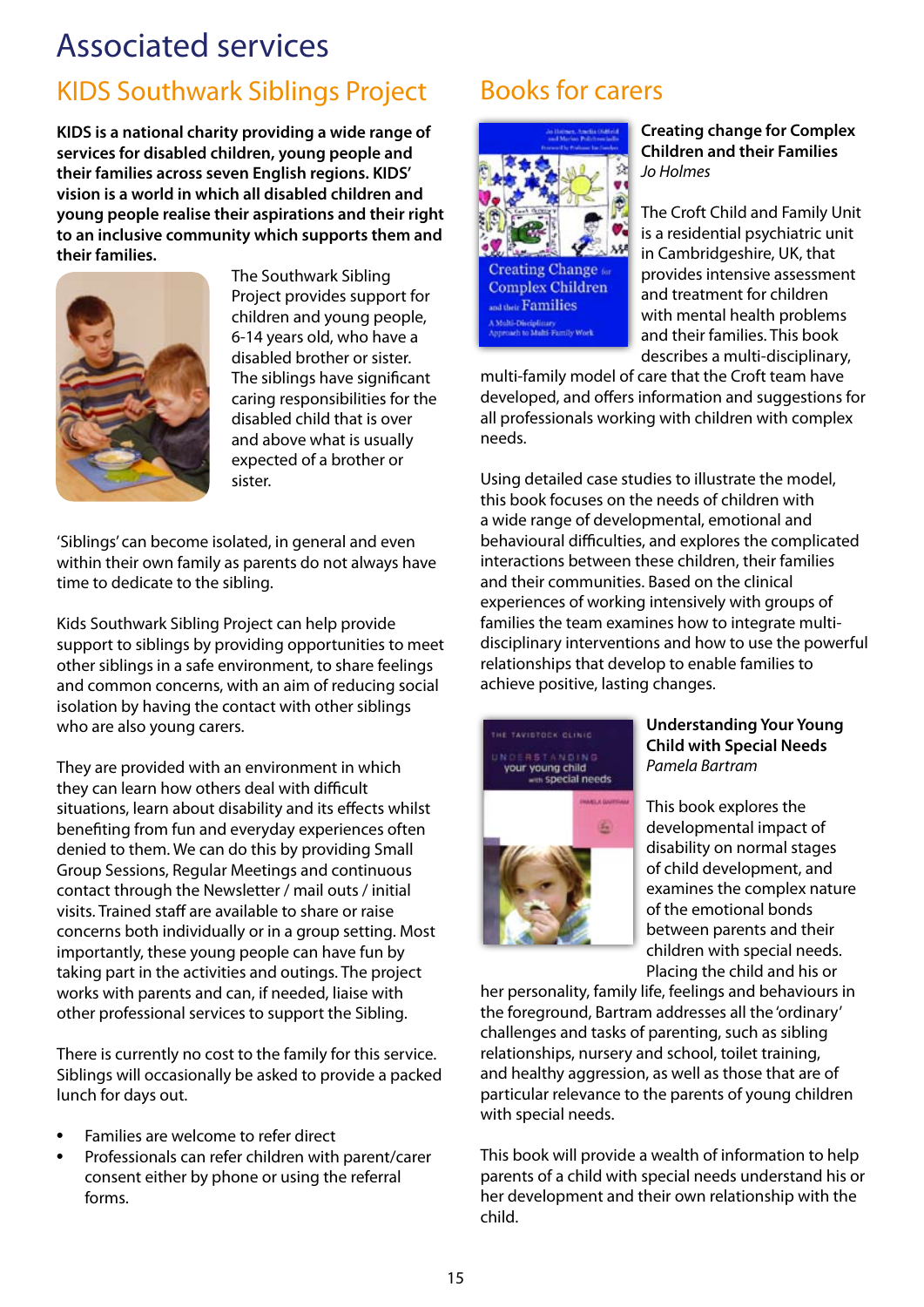# Associated services

## KIDS Southwark Siblings Project

**KIDS is a national charity providing a wide range of services for disabled children, young people and their families across seven English regions. KIDS' vision is a world in which all disabled children and young people realise their aspirations and their right to an inclusive community which supports them and their families.**

The Southwark Sibling Project provides support for children and young people, 6-14 years old, who have a disabled brother or sister. The siblings have significant caring responsibilities for the disabled child that is over and above what is usually expected of a brother or sister.

'Siblings' can become isolated, in general and even within their own family as parents do not always have time to dedicate to the sibling.

Kids Southwark Sibling Project can help provide support to siblings by providing opportunities to meet other siblings in a safe environment, to share feelings and common concerns, with an aim of reducing social isolation by having the contact with other siblings who are also young carers.

They are provided with an environment in which they can learn how others deal with difficult situations, learn about disability and its effects whilst benefiting from fun and everyday experiences often denied to them. We can do this by providing Small Group Sessions, Regular Meetings and continuous contact through the Newsletter / mail outs / initial visits. Trained staff are available to share or raise concerns both individually or in a group setting. Most importantly, these young people can have fun by taking part in the activities and outings. The project works with parents and can, if needed, liaise with other professional services to support the Sibling.

There is currently no cost to the family for this service. Siblings will occasionally be asked to provide a packed lunch for days out.

- Families are welcome to refer direct
- Professionals can refer children with parent/carer consent either by phone or using the referral forms.

## Books for carers

**Creating change for Complex Children and their Families**
*Jo Holmes*

The Croft Child and Family Unit is a residential psychiatric unit in Cambridgeshire, UK, that provides intensive assessment and treatment for children with mental health problems and their families. This book describes a multi-disciplinary, multi-family model of care that the Croft team have developed, and offers information and suggestions for all professionals working with children with complex needs.

Using detailed case studies to illustrate the model, this book focuses on the needs of children with a wide range of developmental, emotional and behavioural difficulties, and explores the complicated interactions between these children, their families and their communities. Based on the clinical experiences of working intensively with groups of families the team examines how to integrate multi-disciplinary interventions and how to use the powerful relationships that develop to enable families to achieve positive, lasting changes.

**Understanding Your Young Child with Special Needs**
*Pamela Bartram*

This book explores the developmental impact of disability on normal stages of child development, and examines the complex nature of the emotional bonds between parents and their children with special needs. Placing the child and his or her personality, family life, feelings and behaviours in the foreground, Bartram addresses all the 'ordinary' challenges and tasks of parenting, such as sibling relationships, nursery and school, toilet training, and healthy aggression, as well as those that are of particular relevance to the parents of young children with special needs.

This book will provide a wealth of information to help parents of a child with special needs understand his or her development and their own relationship with the child.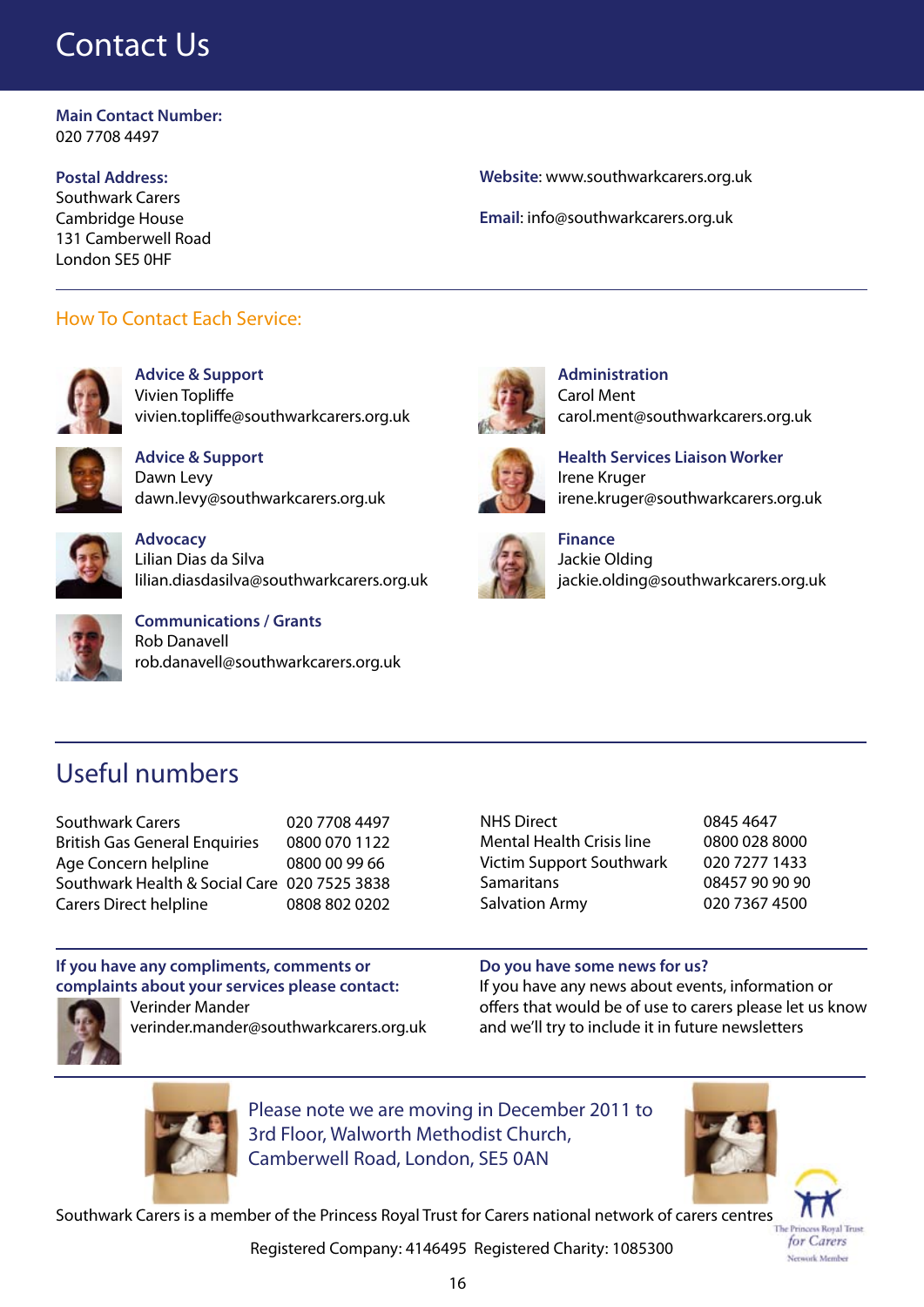# Contact Us

**Main Contact Number:**
020 7708 4497

**Postal Address:**
Southwark Carers
Cambridge House
131 Camberwell Road
London SE5 0HF

**Website**: www.southwarkcarers.org.uk

**Email**: info@southwarkcarers.org.uk

## How To Contact Each Service:

**Advice & Support**
Vivien Topliffe
vivien.topliffe@southwarkcarers.org.uk

**Advice & Support**
Dawn Levy
dawn.levy@southwarkcarers.org.uk

**Advocacy**
Lilian Dias da Silva
lilian.diasdasilva@southwarkcarers.org.uk

**Communications / Grants**
Rob Danavell
rob.danavell@southwarkcarers.org.uk

**Administration**
Carol Ment
carol.ment@southwarkcarers.org.uk

**Health Services Liaison Worker**
Irene Kruger
irene.kruger@southwarkcarers.org.uk

**Finance**
Jackie Olding
jackie.olding@southwarkcarers.org.uk

## Useful numbers

| | |
|---|---|
| Southwark Carers | 020 7708 4497 |
| British Gas General Enquiries | 0800 070 1122 |
| Age Concern helpline | 0800 00 99 66 |
| Southwark Health & Social Care | 020 7525 3838 |
| Carers Direct helpline | 0808 802 0202 |
| NHS Direct | 0845 4647 |
| Mental Health Crisis line | 0800 028 8000 |
| Victim Support Southwark | 020 7277 1433 |
| Samaritans | 08457 90 90 90 |
| Salvation Army | 020 7367 4500 |

**If you have any compliments, comments or complaints about your services please contact:**
Verinder Mander
verinder.mander@southwarkcarers.org.uk

**Do you have some news for us?**
If you have any news about events, information or offers that would be of use to carers please let us know and we'll try to include it in future newsletters

Please note we are moving in December 2011 to 3rd Floor, Walworth Methodist Church, Camberwell Road, London, SE5 0AN

Southwark Carers is a member of the Princess Royal Trust for Carers national network of carers centres

Registered Company: 4146495 Registered Charity: 1085300

The Princess Royal Trust for Carers Network Member